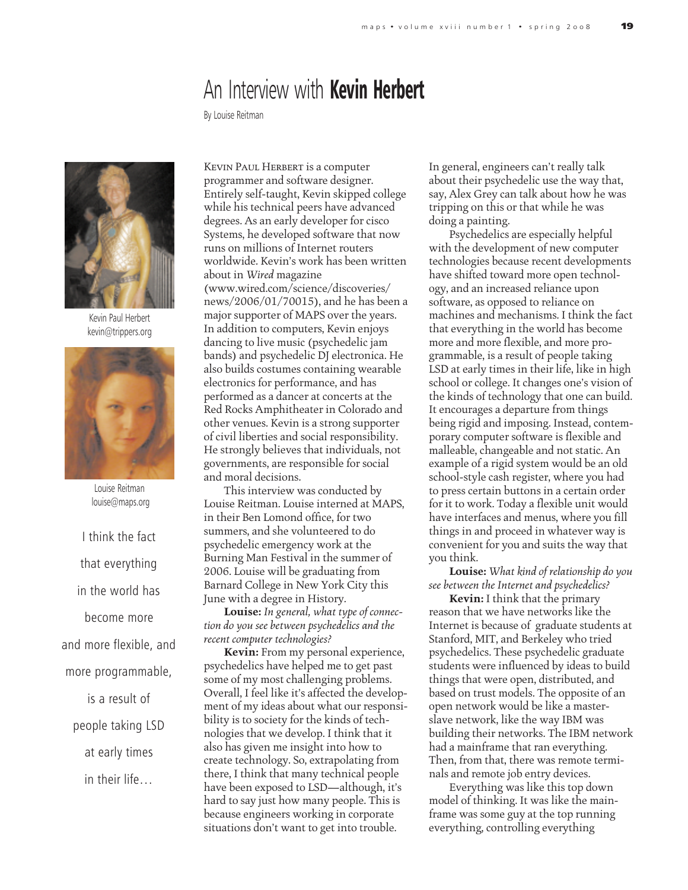# An Interview with **Kevin Herbert**

By Louise Reitman

Kevin Paul Herbert
kevin@trippers.org

Louise Reitman
louise@maps.org

I think the fact that everything in the world has become more and more flexible, and more programmable, is a result of people taking LSD at early times in their life…

KEVIN PAUL HERBERT is a computer programmer and software designer. Entirely self-taught, Kevin skipped college while his technical peers have advanced degrees. As an early developer for cisco Systems, he developed software that now runs on millions of Internet routers worldwide. Kevin's work has been written about in *Wired* magazine (www.wired.com/science/discoveries/news/2006/01/70015), and he has been a major supporter of MAPS over the years. In addition to computers, Kevin enjoys dancing to live music (psychedelic jam bands) and psychedelic DJ electronica. He also builds costumes containing wearable electronics for performance, and has performed as a dancer at concerts at the Red Rocks Amphitheater in Colorado and other venues. Kevin is a strong supporter of civil liberties and social responsibility. He strongly believes that individuals, not governments, are responsible for social and moral decisions.

This interview was conducted by Louise Reitman. Louise interned at MAPS, in their Ben Lomond office, for two summers, and she volunteered to do psychedelic emergency work at the Burning Man Festival in the summer of 2006. Louise will be graduating from Barnard College in New York City this June with a degree in History.

**Louise:** *In general, what type of connection do you see between psychedelics and the recent computer technologies?*

**Kevin:** From my personal experience, psychedelics have helped me to get past some of my most challenging problems. Overall, I feel like it's affected the development of my ideas about what our responsibility is to society for the kinds of technologies that we develop. I think that it also has given me insight into how to create technology. So, extrapolating from there, I think that many technical people have been exposed to LSD—although, it's hard to say just how many people. This is because engineers working in corporate situations don't want to get into trouble. In general, engineers can't really talk about their psychedelic use the way that, say, Alex Grey can talk about how he was tripping on this or that while he was doing a painting.

Psychedelics are especially helpful with the development of new computer technologies because recent developments have shifted toward more open technology, and an increased reliance upon software, as opposed to reliance on machines and mechanisms. I think the fact that everything in the world has become more and more flexible, and more programmable, is a result of people taking LSD at early times in their life, like in high school or college. It changes one's vision of the kinds of technology that one can build. It encourages a departure from things being rigid and imposing. Instead, contemporary computer software is flexible and malleable, changeable and not static. An example of a rigid system would be an old school-style cash register, where you had to press certain buttons in a certain order for it to work. Today a flexible unit would have interfaces and menus, where you fill things in and proceed in whatever way is convenient for you and suits the way that you think.

**Louise:** *What kind of relationship do you see between the Internet and psychedelics?*

**Kevin:** I think that the primary reason that we have networks like the Internet is because of graduate students at Stanford, MIT, and Berkeley who tried psychedelics. These psychedelic graduate students were influenced by ideas to build things that were open, distributed, and based on trust models. The opposite of an open network would be like a master-slave network, like the way IBM was building their networks. The IBM network had a mainframe that ran everything. Then, from that, there was remote terminals and remote job entry devices.

Everything was like this top down model of thinking. It was like the mainframe was some guy at the top running everything, controlling everything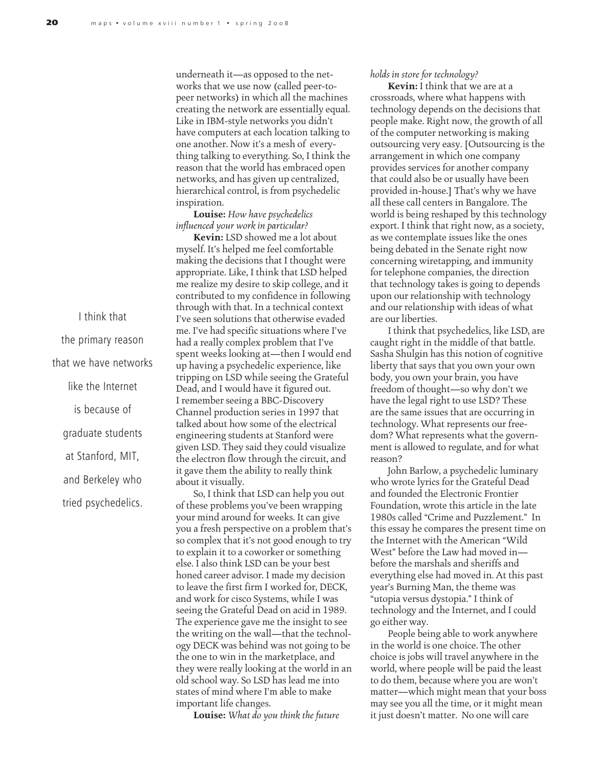underneath it—as opposed to the networks that we use now (called peer-to-peer networks) in which all the machines creating the network are essentially equal. Like in IBM-style networks you didn't have computers at each location talking to one another. Now it's a mesh of everything talking to everything. So, I think the reason that the world has embraced open networks, and has given up centralized, hierarchical control, is from psychedelic inspiration.

**Louise:** *How have psychedelics influenced your work in particular?*

**Kevin:** LSD showed me a lot about myself. It's helped me feel comfortable making the decisions that I thought were appropriate. Like, I think that LSD helped me realize my desire to skip college, and it contributed to my confidence in following through with that. In a technical context I've seen solutions that otherwise evaded me. I've had specific situations where I've had a really complex problem that I've spent weeks looking at—then I would end up having a psychedelic experience, like tripping on LSD while seeing the Grateful Dead, and I would have it figured out. I remember seeing a BBC-Discovery Channel production series in 1997 that talked about how some of the electrical engineering students at Stanford were given LSD. They said they could visualize the electron flow through the circuit, and it gave them the ability to really think about it visually.

So, I think that LSD can help you out of these problems you've been wrapping your mind around for weeks. It can give you a fresh perspective on a problem that's so complex that it's not good enough to try to explain it to a coworker or something else. I also think LSD can be your best honed career advisor. I made my decision to leave the first firm I worked for, DECK, and work for cisco Systems, while I was seeing the Grateful Dead on acid in 1989. The experience gave me the insight to see the writing on the wall—that the technology DECK was behind was not going to be the one to win in the marketplace, and they were really looking at the world in an old school way. So LSD has lead me into states of mind where I'm able to make important life changes.

> I think that the primary reason that we have networks like the Internet is because of graduate students at Stanford, MIT, and Berkeley who tried psychedelics.

**Louise:** *What do you think the future holds in store for technology?*

**Kevin:** I think that we are at a crossroads, where what happens with technology depends on the decisions that people make. Right now, the growth of all of the computer networking is making outsourcing very easy. [Outsourcing is the arrangement in which one company provides services for another company that could also be or usually have been provided in-house.] That's why we have all these call centers in Bangalore. The world is being reshaped by this technology export. I think that right now, as a society, as we contemplate issues like the ones being debated in the Senate right now concerning wiretapping, and immunity for telephone companies, the direction that technology takes is going to depends upon our relationship with technology and our relationship with ideas of what are our liberties.

I think that psychedelics, like LSD, are caught right in the middle of that battle. Sasha Shulgin has this notion of cognitive liberty that says that you own your own body, you own your brain, you have freedom of thought—so why don't we have the legal right to use LSD? These are the same issues that are occurring in technology. What represents our freedom? What represents what the government is allowed to regulate, and for what reason?

John Barlow, a psychedelic luminary who wrote lyrics for the Grateful Dead and founded the Electronic Frontier Foundation, wrote this article in the late 1980s called "Crime and Puzzlement." In this essay he compares the present time on the Internet with the American "Wild West" before the Law had moved in—before the marshals and sheriffs and everything else had moved in. At this past year's Burning Man, the theme was "utopia versus dystopia." I think of technology and the Internet, and I could go either way.

People being able to work anywhere in the world is one choice. The other choice is jobs will travel anywhere in the world, where people will be paid the least to do them, because where you are won't matter—which might mean that your boss may see you all the time, or it might mean it just doesn't matter. No one will care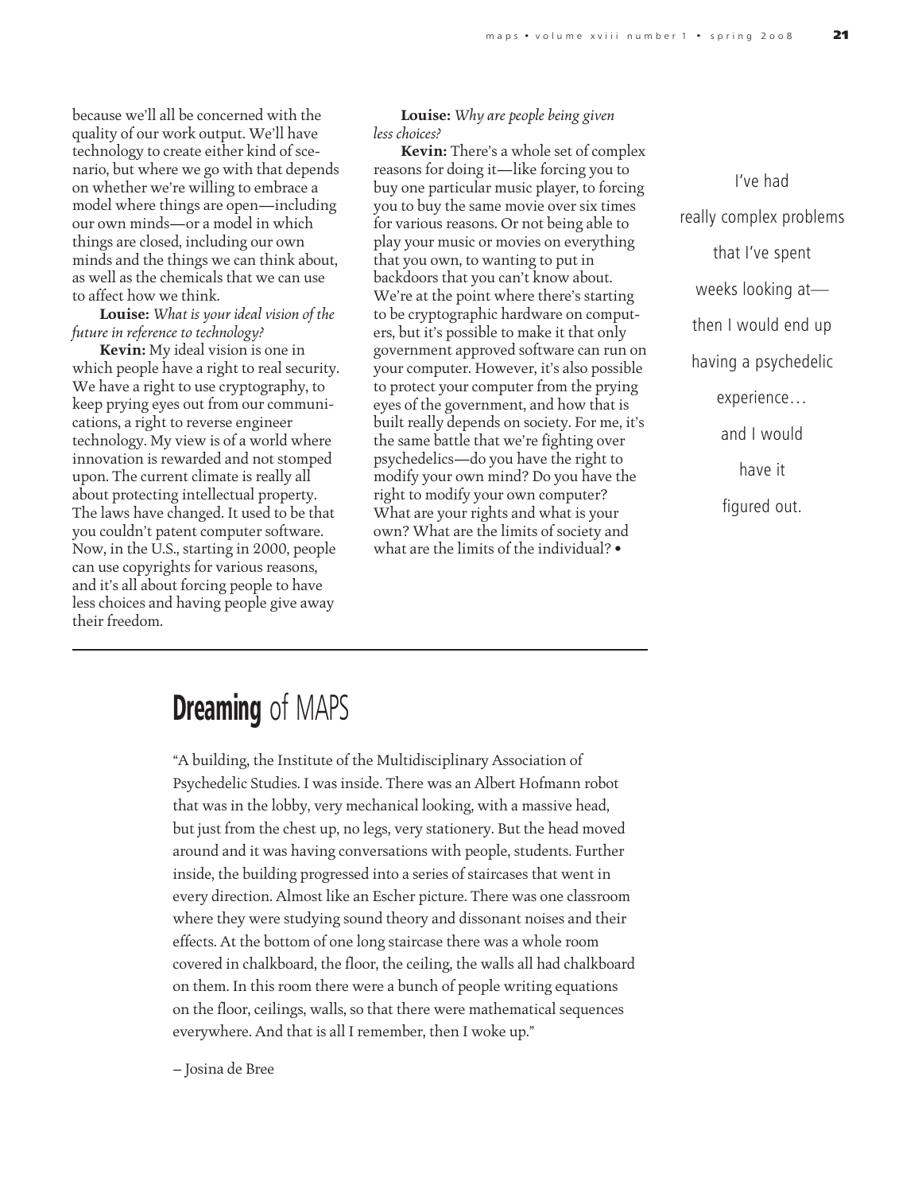because we'll all be concerned with the quality of our work output. We'll have technology to create either kind of scenario, but where we go with that depends on whether we're willing to embrace a model where things are open—including our own minds—or a model in which things are closed, including our own minds and the things we can think about, as well as the chemicals that we can use to affect how we think.

**Louise:** *What is your ideal vision of the future in reference to technology?*

**Kevin:** My ideal vision is one in which people have a right to real security. We have a right to use cryptography, to keep prying eyes out from our communications, a right to reverse engineer technology. My view is of a world where innovation is rewarded and not stomped upon. The current climate is really all about protecting intellectual property. The laws have changed. It used to be that you couldn't patent computer software. Now, in the U.S., starting in 2000, people can use copyrights for various reasons, and it's all about forcing people to have less choices and having people give away their freedom.

**Louise:** *Why are people being given less choices?*

**Kevin:** There's a whole set of complex reasons for doing it—like forcing you to buy one particular music player, to forcing you to buy the same movie over six times for various reasons. Or not being able to play your music or movies on everything that you own, to wanting to put in backdoors that you can't know about. We're at the point where there's starting to be cryptographic hardware on computers, but it's possible to make it that only government approved software can run on your computer. However, it's also possible to protect your computer from the prying eyes of the government, and how that is built really depends on society. For me, it's the same battle that we're fighting over psychedelics—do you have the right to modify your own mind? Do you have the right to modify your own computer? What are your rights and what is your own? What are the limits of society and what are the limits of the individual? •

I've had really complex problems that I've spent weeks looking at—then I would end up having a psychedelic experience… and I would have it figured out.

## **Dreaming** of MAPS

"A building, the Institute of the Multidisciplinary Association of Psychedelic Studies. I was inside. There was an Albert Hofmann robot that was in the lobby, very mechanical looking, with a massive head, but just from the chest up, no legs, very stationery. But the head moved around and it was having conversations with people, students. Further inside, the building progressed into a series of staircases that went in every direction. Almost like an Escher picture. There was one classroom where they were studying sound theory and dissonant noises and their effects. At the bottom of one long staircase there was a whole room covered in chalkboard, the floor, the ceiling, the walls all had chalkboard on them. In this room there were a bunch of people writing equations on the floor, ceilings, walls, so that there were mathematical sequences everywhere. And that is all I remember, then I woke up."

– Josina de Bree